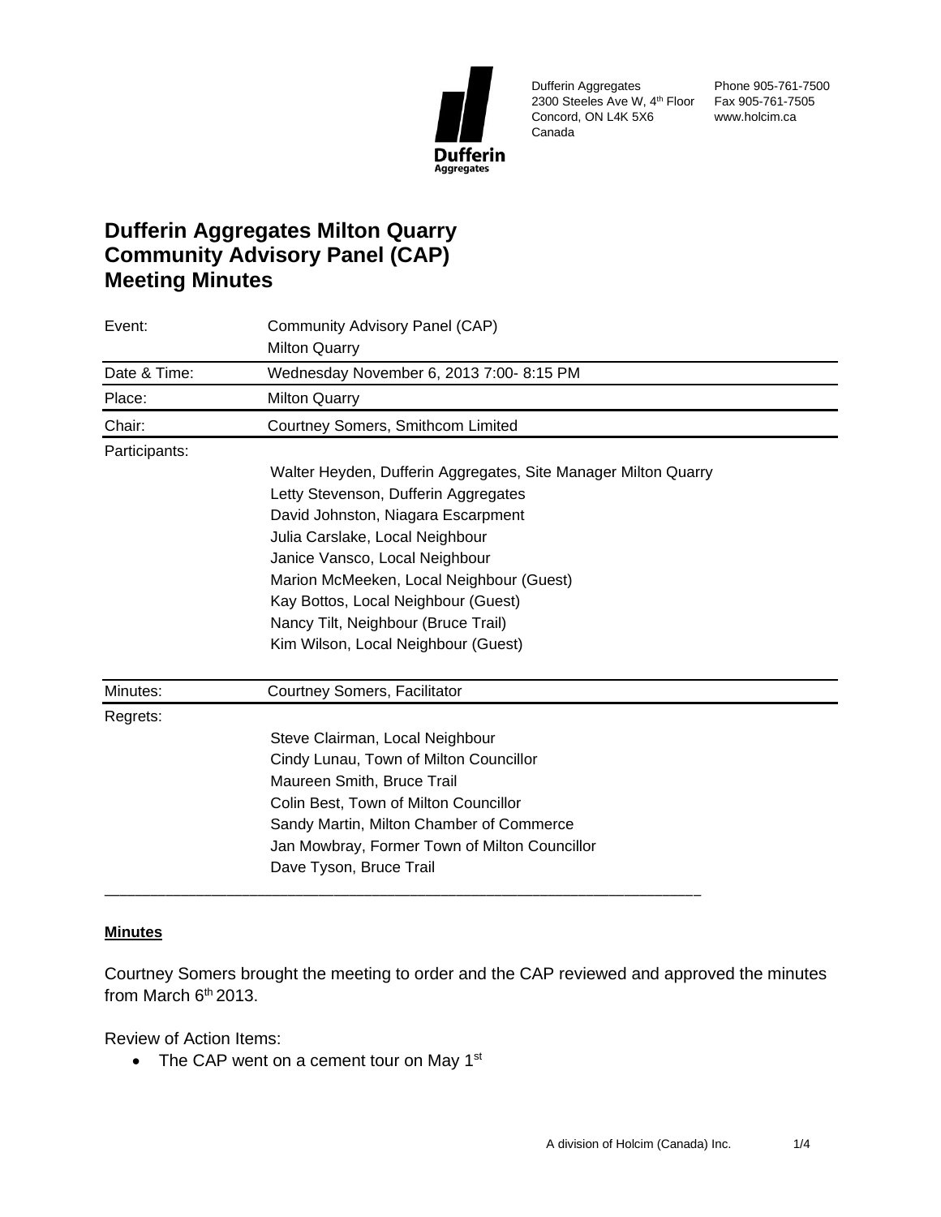Dufferin Aggregates
2300 Steeles Ave W, 4th Floor
Concord, ON L4K 5X6
Canada

Phone 905-761-7500
Fax 905-761-7505
www.holcim.ca

# Dufferin Aggregates Milton Quarry Community Advisory Panel (CAP) Meeting Minutes

| | |
|---|---|
| Event: | Community Advisory Panel (CAP)<br>Milton Quarry |
| Date & Time: | Wednesday November 6, 2013 7:00- 8:15 PM |
| Place: | Milton Quarry |
| Chair: | Courtney Somers, Smithcom Limited |
| Participants: | Walter Heyden, Dufferin Aggregates, Site Manager Milton Quarry<br>Letty Stevenson, Dufferin Aggregates<br>David Johnston, Niagara Escarpment<br>Julia Carslake, Local Neighbour<br>Janice Vansco, Local Neighbour<br>Marion McMeeken, Local Neighbour (Guest)<br>Kay Bottos, Local Neighbour (Guest)<br>Nancy Tilt, Neighbour (Bruce Trail)<br>Kim Wilson, Local Neighbour (Guest) |
| Minutes: | Courtney Somers, Facilitator |
| Regrets: | Steve Clairman, Local Neighbour<br>Cindy Lunau, Town of Milton Councillor<br>Maureen Smith, Bruce Trail<br>Colin Best, Town of Milton Councillor<br>Sandy Martin, Milton Chamber of Commerce<br>Jan Mowbray, Former Town of Milton Councillor<br>Dave Tyson, Bruce Trail |

**Minutes**

Courtney Somers brought the meeting to order and the CAP reviewed and approved the minutes from March 6th 2013.

Review of Action Items:

- The CAP went on a cement tour on May 1st

A division of Holcim (Canada) Inc.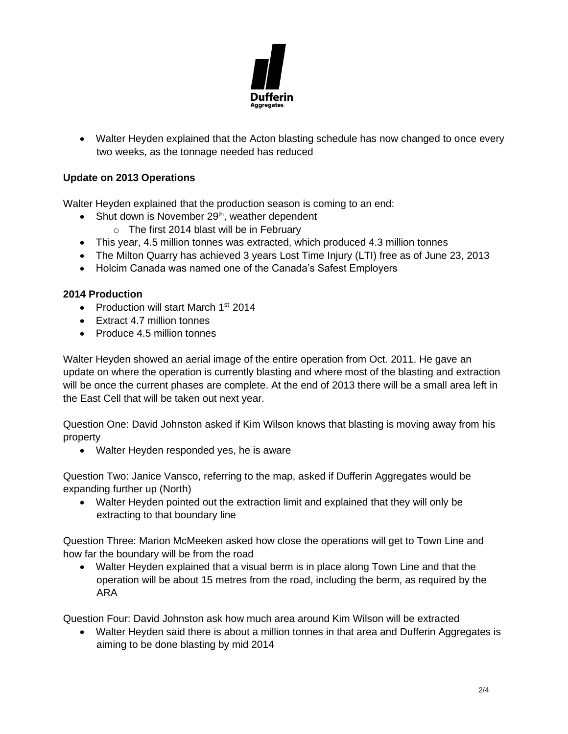- Walter Heyden explained that the Acton blasting schedule has now changed to once every two weeks, as the tonnage needed has reduced

**Update on 2013 Operations**

Walter Heyden explained that the production season is coming to an end:

- Shut down is November 29th, weather dependent
  - The first 2014 blast will be in February
- This year, 4.5 million tonnes was extracted, which produced 4.3 million tonnes
- The Milton Quarry has achieved 3 years Lost Time Injury (LTI) free as of June 23, 2013
- Holcim Canada was named one of the Canada's Safest Employers

**2014 Production**

- Production will start March 1st 2014
- Extract 4.7 million tonnes
- Produce 4.5 million tonnes

Walter Heyden showed an aerial image of the entire operation from Oct. 2011. He gave an update on where the operation is currently blasting and where most of the blasting and extraction will be once the current phases are complete. At the end of 2013 there will be a small area left in the East Cell that will be taken out next year.

Question One: David Johnston asked if Kim Wilson knows that blasting is moving away from his property

- Walter Heyden responded yes, he is aware

Question Two: Janice Vansco, referring to the map, asked if Dufferin Aggregates would be expanding further up (North)

- Walter Heyden pointed out the extraction limit and explained that they will only be extracting to that boundary line

Question Three: Marion McMeeken asked how close the operations will get to Town Line and how far the boundary will be from the road

- Walter Heyden explained that a visual berm is in place along Town Line and that the operation will be about 15 metres from the road, including the berm, as required by the ARA

Question Four: David Johnston ask how much area around Kim Wilson will be extracted

- Walter Heyden said there is about a million tonnes in that area and Dufferin Aggregates is aiming to be done blasting by mid 2014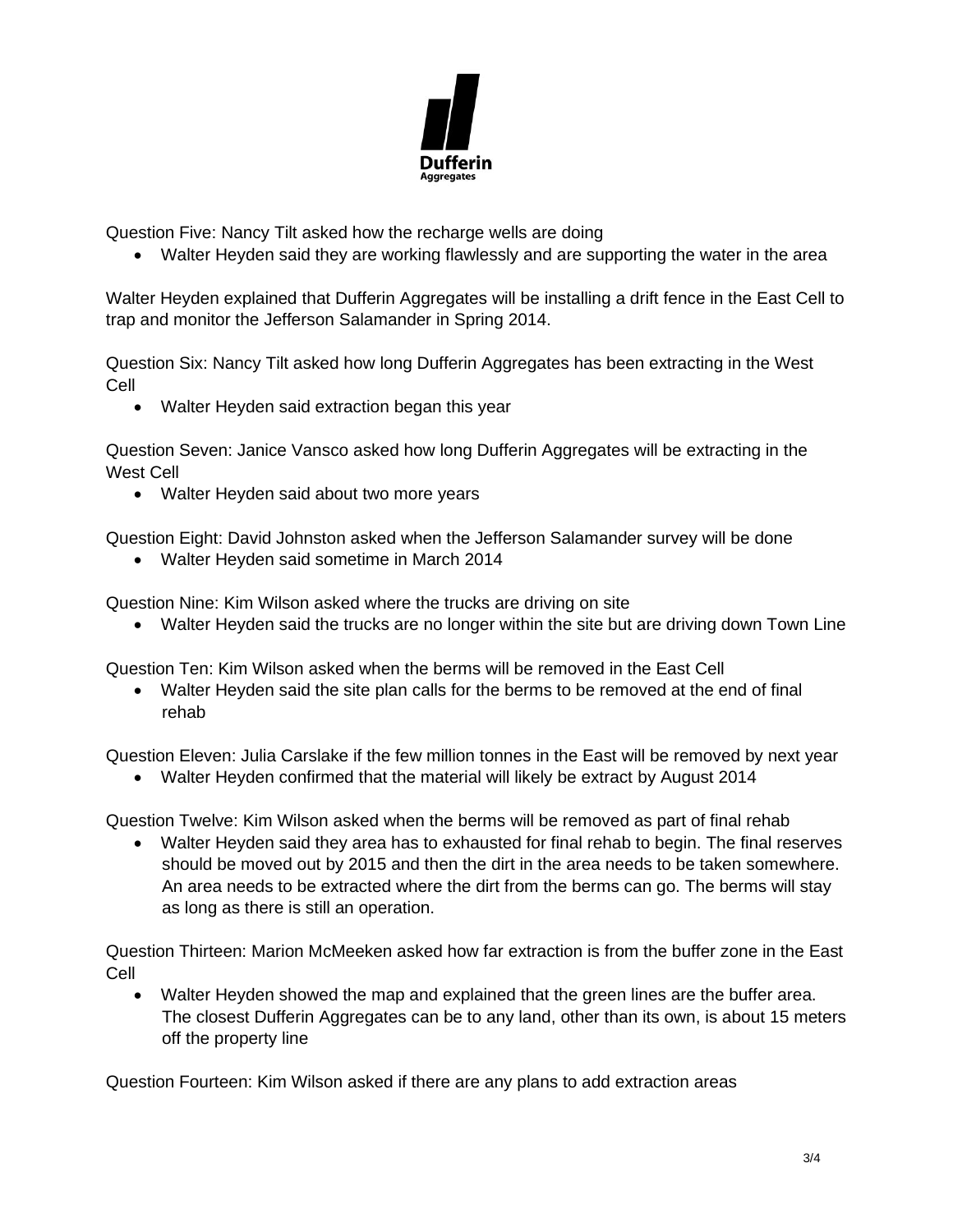Question Five: Nancy Tilt asked how the recharge wells are doing

- Walter Heyden said they are working flawlessly and are supporting the water in the area

Walter Heyden explained that Dufferin Aggregates will be installing a drift fence in the East Cell to trap and monitor the Jefferson Salamander in Spring 2014.

Question Six: Nancy Tilt asked how long Dufferin Aggregates has been extracting in the West Cell

- Walter Heyden said extraction began this year

Question Seven: Janice Vansco asked how long Dufferin Aggregates will be extracting in the West Cell

- Walter Heyden said about two more years

Question Eight: David Johnston asked when the Jefferson Salamander survey will be done

- Walter Heyden said sometime in March 2014

Question Nine: Kim Wilson asked where the trucks are driving on site

- Walter Heyden said the trucks are no longer within the site but are driving down Town Line

Question Ten: Kim Wilson asked when the berms will be removed in the East Cell

- Walter Heyden said the site plan calls for the berms to be removed at the end of final rehab

Question Eleven: Julia Carslake if the few million tonnes in the East will be removed by next year

- Walter Heyden confirmed that the material will likely be extract by August 2014

Question Twelve: Kim Wilson asked when the berms will be removed as part of final rehab

- Walter Heyden said they area has to exhausted for final rehab to begin. The final reserves should be moved out by 2015 and then the dirt in the area needs to be taken somewhere. An area needs to be extracted where the dirt from the berms can go. The berms will stay as long as there is still an operation.

Question Thirteen: Marion McMeeken asked how far extraction is from the buffer zone in the East Cell

- Walter Heyden showed the map and explained that the green lines are the buffer area. The closest Dufferin Aggregates can be to any land, other than its own, is about 15 meters off the property line

Question Fourteen: Kim Wilson asked if there are any plans to add extraction areas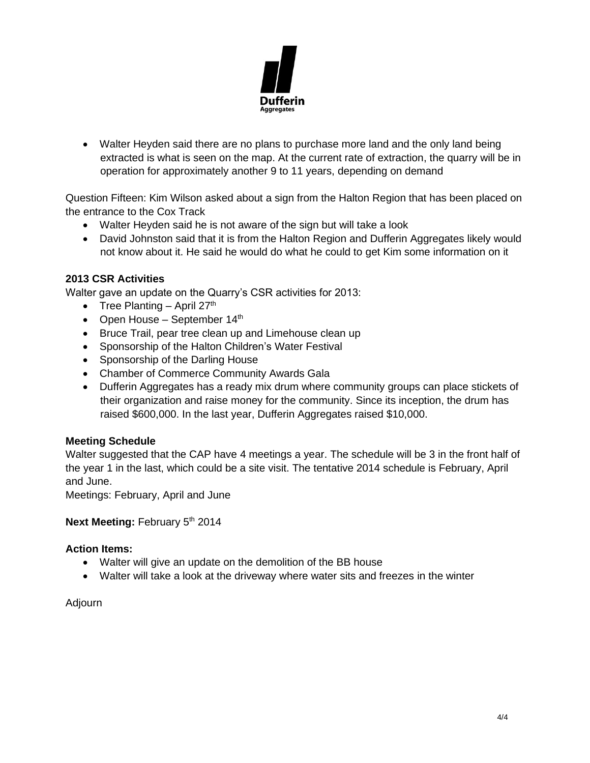- Walter Heyden said there are no plans to purchase more land and the only land being extracted is what is seen on the map. At the current rate of extraction, the quarry will be in operation for approximately another 9 to 11 years, depending on demand

Question Fifteen: Kim Wilson asked about a sign from the Halton Region that has been placed on the entrance to the Cox Track

- Walter Heyden said he is not aware of the sign but will take a look
- David Johnston said that it is from the Halton Region and Dufferin Aggregates likely would not know about it. He said he would do what he could to get Kim some information on it

**2013 CSR Activities**

Walter gave an update on the Quarry's CSR activities for 2013:

- Tree Planting – April 27th
- Open House – September 14th
- Bruce Trail, pear tree clean up and Limehouse clean up
- Sponsorship of the Halton Children's Water Festival
- Sponsorship of the Darling House
- Chamber of Commerce Community Awards Gala
- Dufferin Aggregates has a ready mix drum where community groups can place stickets of their organization and raise money for the community. Since its inception, the drum has raised $600,000. In the last year, Dufferin Aggregates raised $10,000.

**Meeting Schedule**

Walter suggested that the CAP have 4 meetings a year. The schedule will be 3 in the front half of the year 1 in the last, which could be a site visit. The tentative 2014 schedule is February, April and June.

Meetings: February, April and June

**Next Meeting:** February 5th 2014

**Action Items:**

- Walter will give an update on the demolition of the BB house
- Walter will take a look at the driveway where water sits and freezes in the winter

Adjourn